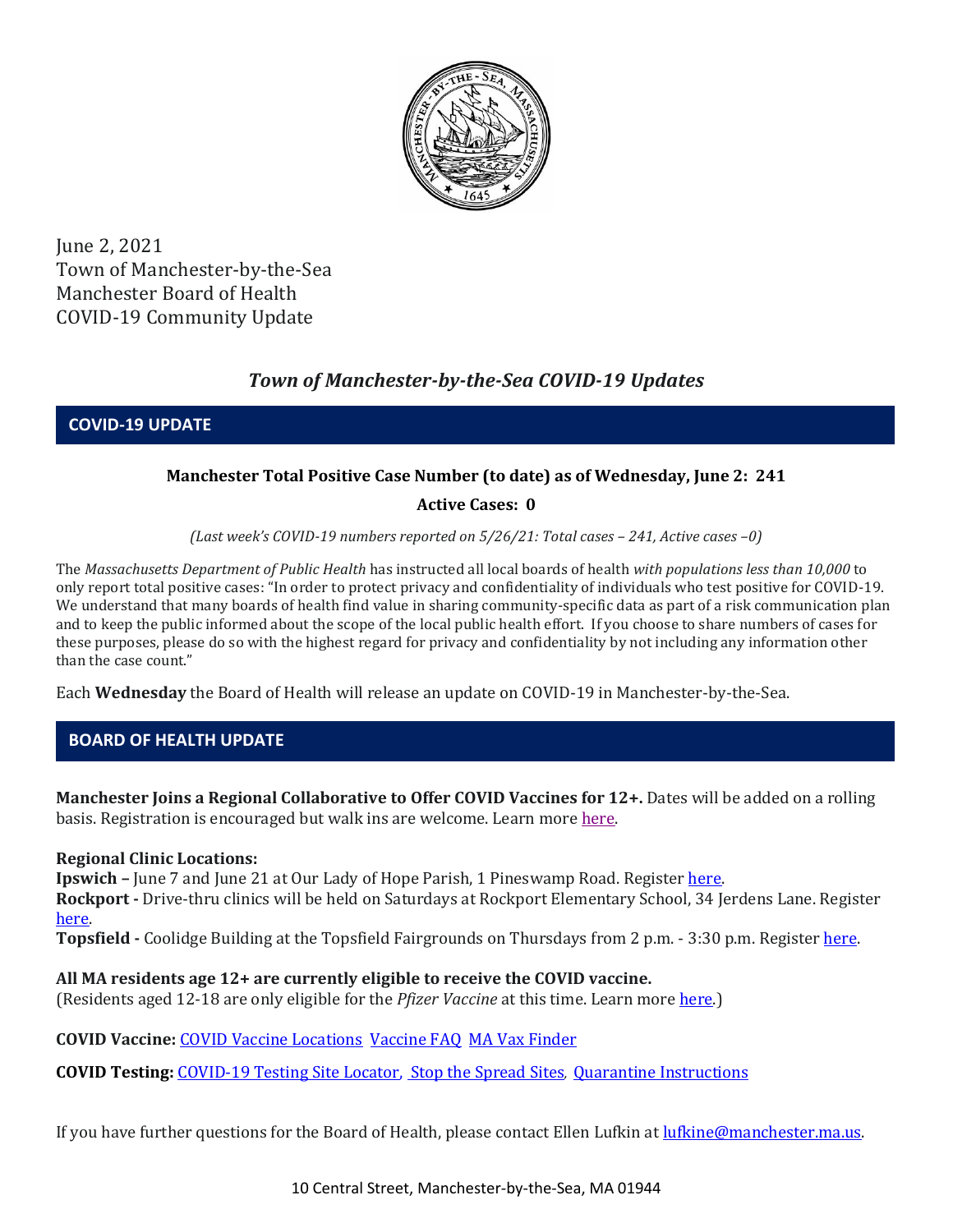June 2, 2021
Town of Manchester-by-the-Sea
Manchester Board of Health
COVID-19 Community Update

# *Town of Manchester-by-the-Sea COVID-19 Updates*

## COVID-19 UPDATE

**Manchester Total Positive Case Number (to date) as of Wednesday, June 2: 241**

**Active Cases: 0**

*(Last week's COVID-19 numbers reported on 5/26/21: Total cases – 241, Active cases –0)*

The *Massachusetts Department of Public Health* has instructed all local boards of health *with populations less than 10,000* to only report total positive cases: "In order to protect privacy and confidentiality of individuals who test positive for COVID-19. We understand that many boards of health find value in sharing community-specific data as part of a risk communication plan and to keep the public informed about the scope of the local public health effort. If you choose to share numbers of cases for these purposes, please do so with the highest regard for privacy and confidentiality by not including any information other than the case count."

Each **Wednesday** the Board of Health will release an update on COVID-19 in Manchester-by-the-Sea.

## BOARD OF HEALTH UPDATE

**Manchester Joins a Regional Collaborative to Offer COVID Vaccines for 12+.** Dates will be added on a rolling basis. Registration is encouraged but walk ins are welcome. Learn more here.

**Regional Clinic Locations:**
**Ipswich –** June 7 and June 21 at Our Lady of Hope Parish, 1 Pineswamp Road. Register here.
**Rockport -** Drive-thru clinics will be held on Saturdays at Rockport Elementary School, 34 Jerdens Lane. Register here.
**Topsfield -** Coolidge Building at the Topsfield Fairgrounds on Thursdays from 2 p.m. - 3:30 p.m. Register here.

**All MA residents age 12+ are currently eligible to receive the COVID vaccine.**
(Residents aged 12-18 are only eligible for the *Pfizer Vaccine* at this time. Learn more here.)

**COVID Vaccine:** COVID Vaccine Locations Vaccine FAQ MA Vax Finder

**COVID Testing:** COVID-19 Testing Site Locator, Stop the Spread Sites, Quarantine Instructions

If you have further questions for the Board of Health, please contact Ellen Lufkin at lufkine@manchester.ma.us.

10 Central Street, Manchester-by-the-Sea, MA 01944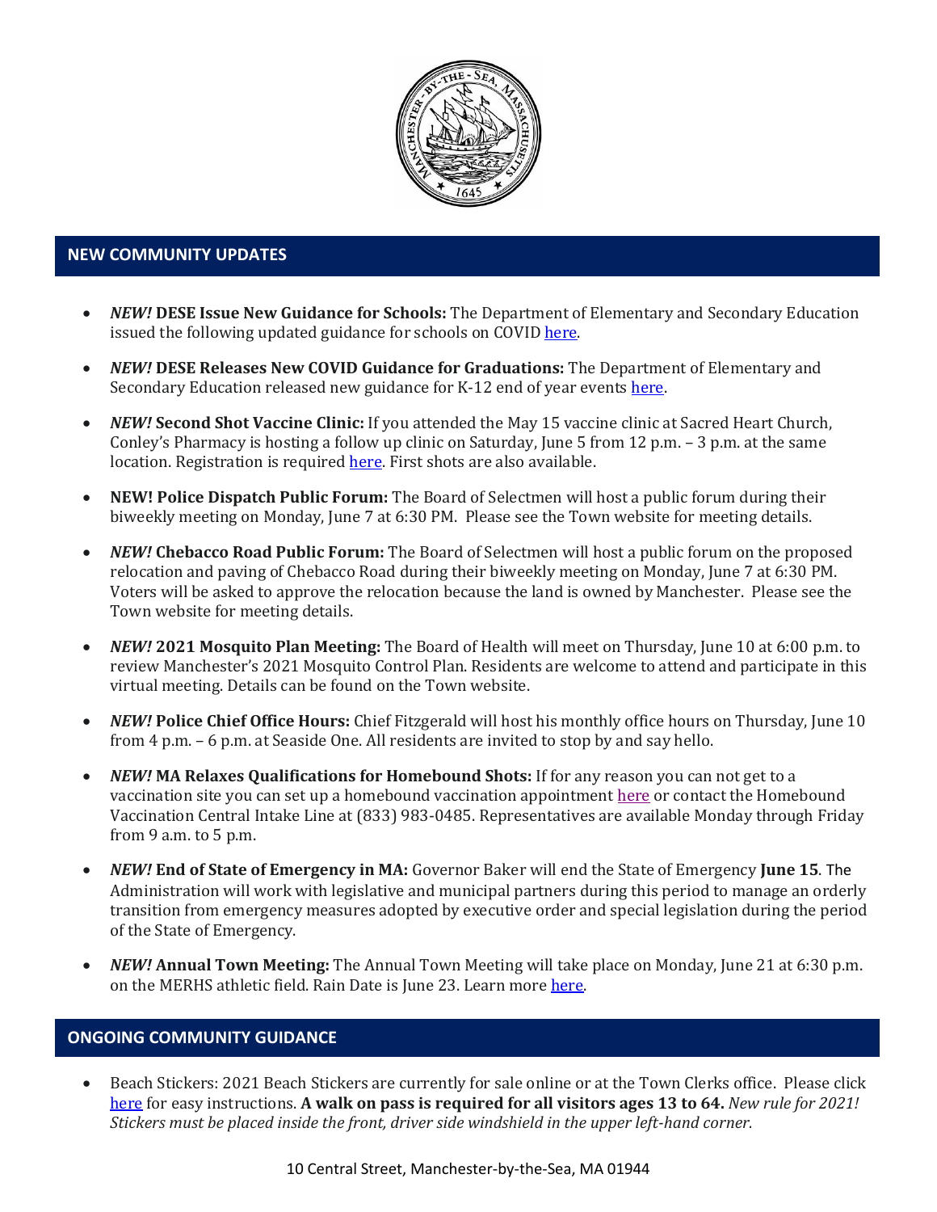## NEW COMMUNITY UPDATES

- ***NEW!*** **DESE Issue New Guidance for Schools:** The Department of Elementary and Secondary Education issued the following updated guidance for schools on COVID here.
- ***NEW!*** **DESE Releases New COVID Guidance for Graduations:** The Department of Elementary and Secondary Education released new guidance for K-12 end of year events here.
- ***NEW!*** **Second Shot Vaccine Clinic:** If you attended the May 15 vaccine clinic at Sacred Heart Church, Conley's Pharmacy is hosting a follow up clinic on Saturday, June 5 from 12 p.m. – 3 p.m. at the same location. Registration is required here. First shots are also available.
- **NEW! Police Dispatch Public Forum:** The Board of Selectmen will host a public forum during their biweekly meeting on Monday, June 7 at 6:30 PM. Please see the Town website for meeting details.
- ***NEW!*** **Chebacco Road Public Forum:** The Board of Selectmen will host a public forum on the proposed relocation and paving of Chebacco Road during their biweekly meeting on Monday, June 7 at 6:30 PM. Voters will be asked to approve the relocation because the land is owned by Manchester. Please see the Town website for meeting details.
- ***NEW!*** **2021 Mosquito Plan Meeting:** The Board of Health will meet on Thursday, June 10 at 6:00 p.m. to review Manchester's 2021 Mosquito Control Plan. Residents are welcome to attend and participate in this virtual meeting. Details can be found on the Town website.
- ***NEW!*** **Police Chief Office Hours:** Chief Fitzgerald will host his monthly office hours on Thursday, June 10 from 4 p.m. – 6 p.m. at Seaside One. All residents are invited to stop by and say hello.
- ***NEW!*** **MA Relaxes Qualifications for Homebound Shots:** If for any reason you can not get to a vaccination site you can set up a homebound vaccination appointment here or contact the Homebound Vaccination Central Intake Line at (833) 983-0485. Representatives are available Monday through Friday from 9 a.m. to 5 p.m.
- ***NEW!*** **End of State of Emergency in MA:** Governor Baker will end the State of Emergency **June 15**. The Administration will work with legislative and municipal partners during this period to manage an orderly transition from emergency measures adopted by executive order and special legislation during the period of the State of Emergency.
- ***NEW!*** **Annual Town Meeting:** The Annual Town Meeting will take place on Monday, June 21 at 6:30 p.m. on the MERHS athletic field. Rain Date is June 23. Learn more here.

## ONGOING COMMUNITY GUIDANCE

- Beach Stickers: 2021 Beach Stickers are currently for sale online or at the Town Clerks office. Please click here for easy instructions. **A walk on pass is required for all visitors ages 13 to 64.** *New rule for 2021! Stickers must be placed inside the front, driver side windshield in the upper left-hand corner.*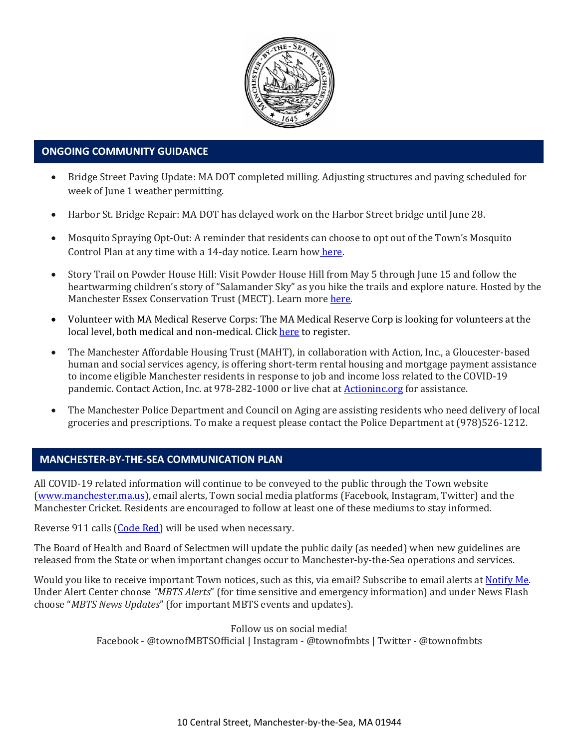## ONGOING COMMUNITY GUIDANCE

- Bridge Street Paving Update: MA DOT completed milling. Adjusting structures and paving scheduled for week of June 1 weather permitting.
- Harbor St. Bridge Repair: MA DOT has delayed work on the Harbor Street bridge until June 28.
- Mosquito Spraying Opt-Out: A reminder that residents can choose to opt out of the Town's Mosquito Control Plan at any time with a 14-day notice. Learn how [here](#).
- Story Trail on Powder House Hill: Visit Powder House Hill from May 5 through June 15 and follow the heartwarming children's story of "Salamander Sky" as you hike the trails and explore nature. Hosted by the Manchester Essex Conservation Trust (MECT). Learn more [here](#).
- Volunteer with MA Medical Reserve Corps: The MA Medical Reserve Corp is looking for volunteers at the local level, both medical and non-medical. Click [here](#) to register.
- The Manchester Affordable Housing Trust (MAHT), in collaboration with Action, Inc., a Gloucester-based human and social services agency, is offering short-term rental housing and mortgage payment assistance to income eligible Manchester residents in response to job and income loss related to the COVID-19 pandemic. Contact Action, Inc. at 978-282-1000 or live chat at [Actioninc.org](#) for assistance.
- The Manchester Police Department and Council on Aging are assisting residents who need delivery of local groceries and prescriptions. To make a request please contact the Police Department at (978)526-1212.

## MANCHESTER-BY-THE-SEA COMMUNICATION PLAN

All COVID-19 related information will continue to be conveyed to the public through the Town website ([www.manchester.ma.us](#)), email alerts, Town social media platforms (Facebook, Instagram, Twitter) and the Manchester Cricket. Residents are encouraged to follow at least one of these mediums to stay informed.

Reverse 911 calls ([Code Red](#)) will be used when necessary.

The Board of Health and Board of Selectmen will update the public daily (as needed) when new guidelines are released from the State or when important changes occur to Manchester-by-the-Sea operations and services.

Would you like to receive important Town notices, such as this, via email? Subscribe to email alerts at [Notify Me](#). Under Alert Center choose *"MBTS Alerts*" (for time sensitive and emergency information) and under News Flash choose "*MBTS News Updates*" (for important MBTS events and updates).

Follow us on social media!
Facebook - @townofMBTSOfficial | Instagram - @townofmbts | Twitter - @townofmbts

10 Central Street, Manchester-by-the-Sea, MA 01944